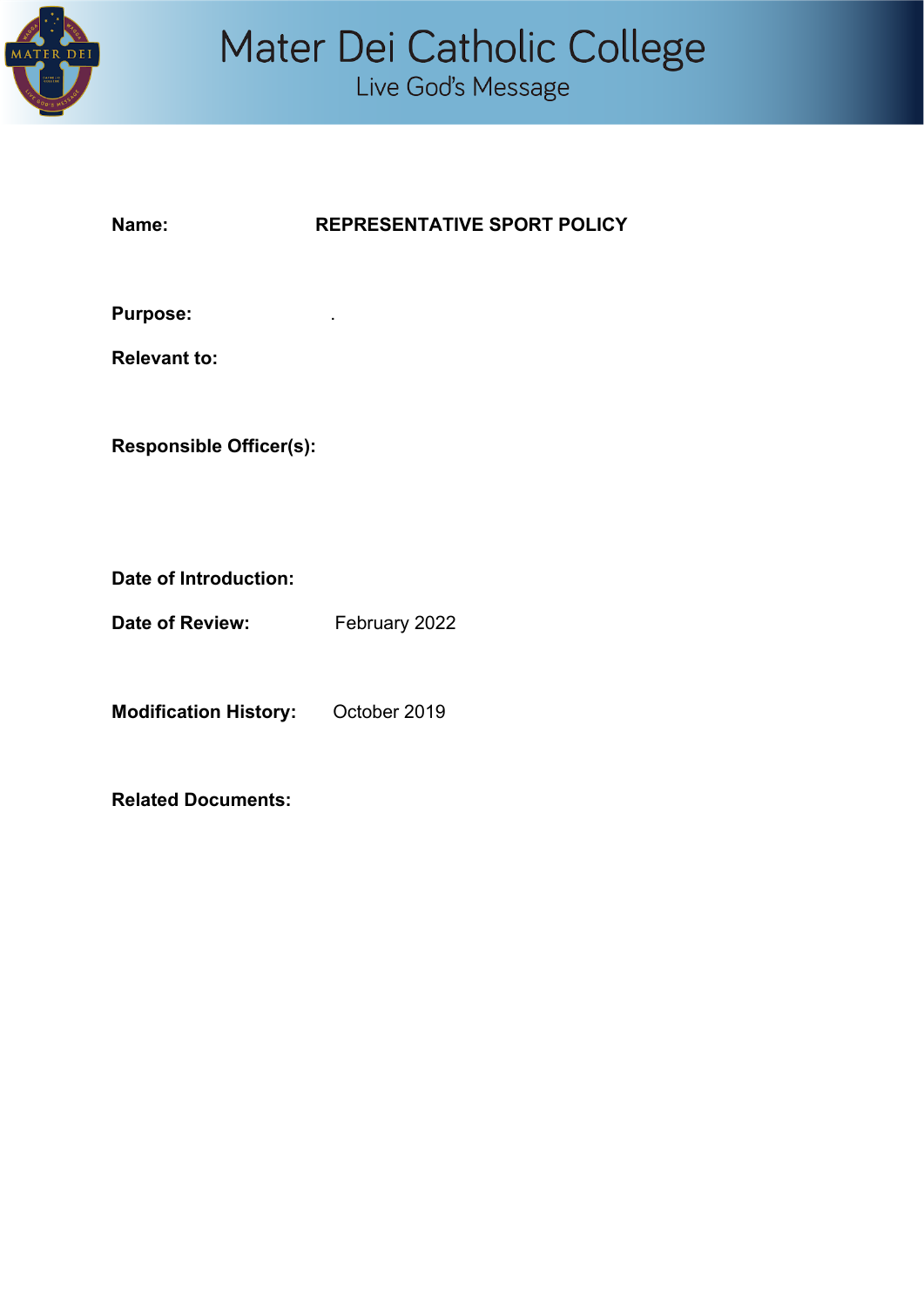# Mater Dei Catholic College

Live God's Message

**Name:** **REPRESENTATIVE SPORT POLICY**

**Purpose:** .

**Relevant to:**

**Responsible Officer(s):**

**Date of Introduction:**

**Date of Review:** February 2022

**Modification History:** October 2019

**Related Documents:**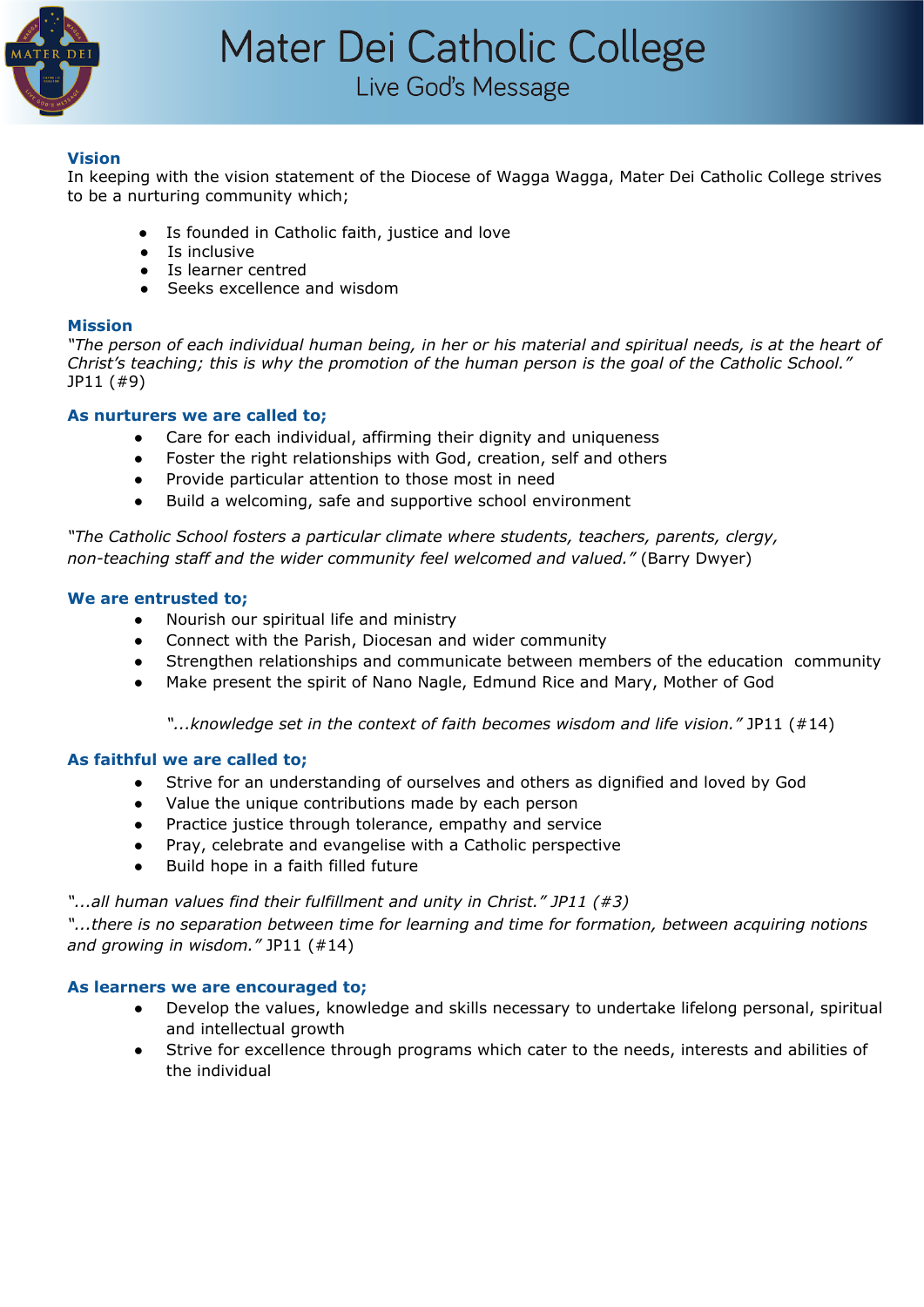# Mater Dei Catholic College

Live God's Message

## Vision

In keeping with the vision statement of the Diocese of Wagga Wagga, Mater Dei Catholic College strives to be a nurturing community which;

- Is founded in Catholic faith, justice and love
- Is inclusive
- Is learner centred
- Seeks excellence and wisdom

## Mission

*"The person of each individual human being, in her or his material and spiritual needs, is at the heart of Christ's teaching; this is why the promotion of the human person is the goal of the Catholic School."* JP11 (#9)

### As nurturers we are called to;

- Care for each individual, affirming their dignity and uniqueness
- Foster the right relationships with God, creation, self and others
- Provide particular attention to those most in need
- Build a welcoming, safe and supportive school environment

*"The Catholic School fosters a particular climate where students, teachers, parents, clergy, non-teaching staff and the wider community feel welcomed and valued."* (Barry Dwyer)

### We are entrusted to;

- Nourish our spiritual life and ministry
- Connect with the Parish, Diocesan and wider community
- Strengthen relationships and communicate between members of the education community
- Make present the spirit of Nano Nagle, Edmund Rice and Mary, Mother of God

*"...knowledge set in the context of faith becomes wisdom and life vision."* JP11 (#14)

### As faithful we are called to;

- Strive for an understanding of ourselves and others as dignified and loved by God
- Value the unique contributions made by each person
- Practice justice through tolerance, empathy and service
- Pray, celebrate and evangelise with a Catholic perspective
- Build hope in a faith filled future

*"...all human values find their fulfillment and unity in Christ." JP11 (#3)*
*"...there is no separation between time for learning and time for formation, between acquiring notions and growing in wisdom."* JP11 (#14)

### As learners we are encouraged to;

- Develop the values, knowledge and skills necessary to undertake lifelong personal, spiritual and intellectual growth
- Strive for excellence through programs which cater to the needs, interests and abilities of the individual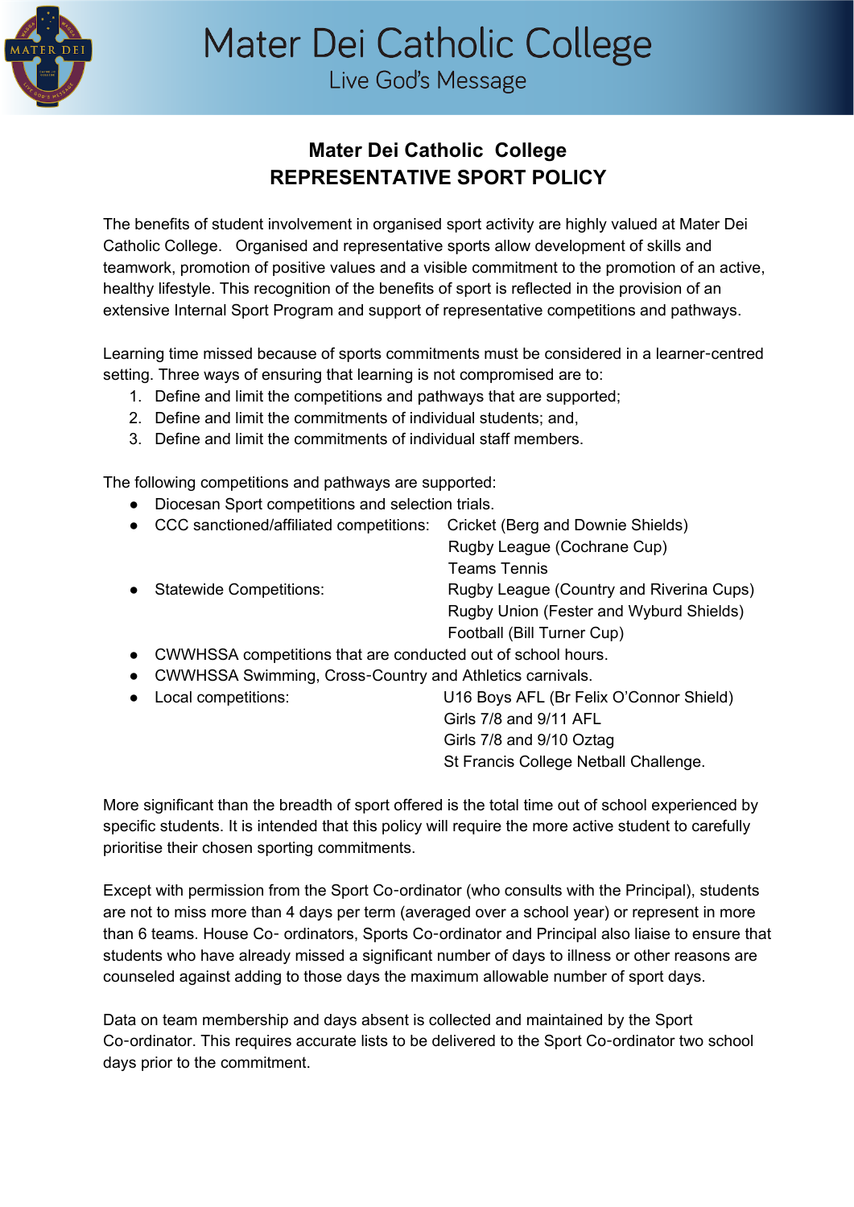# Mater Dei Catholic College
## REPRESENTATIVE SPORT POLICY

The benefits of student involvement in organised sport activity are highly valued at Mater Dei Catholic College. Organised and representative sports allow development of skills and teamwork, promotion of positive values and a visible commitment to the promotion of an active, healthy lifestyle. This recognition of the benefits of sport is reflected in the provision of an extensive Internal Sport Program and support of representative competitions and pathways.

Learning time missed because of sports commitments must be considered in a learner-centred setting. Three ways of ensuring that learning is not compromised are to:

1. Define and limit the competitions and pathways that are supported;
2. Define and limit the commitments of individual students; and,
3. Define and limit the commitments of individual staff members.

The following competitions and pathways are supported:

- Diocesan Sport competitions and selection trials.
- CCC sanctioned/affiliated competitions: Cricket (Berg and Downie Shields)
  Rugby League (Cochrane Cup)
  Teams Tennis
- Statewide Competitions: Rugby League (Country and Riverina Cups)
  Rugby Union (Fester and Wyburd Shields)
  Football (Bill Turner Cup)
- CWWHSSA competitions that are conducted out of school hours.
- CWWHSSA Swimming, Cross-Country and Athletics carnivals.
- Local competitions: U16 Boys AFL (Br Felix O'Connor Shield)
  Girls 7/8 and 9/11 AFL
  Girls 7/8 and 9/10 Oztag
  St Francis College Netball Challenge.

More significant than the breadth of sport offered is the total time out of school experienced by specific students. It is intended that this policy will require the more active student to carefully prioritise their chosen sporting commitments.

Except with permission from the Sport Co-ordinator (who consults with the Principal), students are not to miss more than 4 days per term (averaged over a school year) or represent in more than 6 teams. House Co- ordinators, Sports Co-ordinator and Principal also liaise to ensure that students who have already missed a significant number of days to illness or other reasons are counseled against adding to those days the maximum allowable number of sport days.

Data on team membership and days absent is collected and maintained by the Sport Co-ordinator. This requires accurate lists to be delivered to the Sport Co-ordinator two school days prior to the commitment.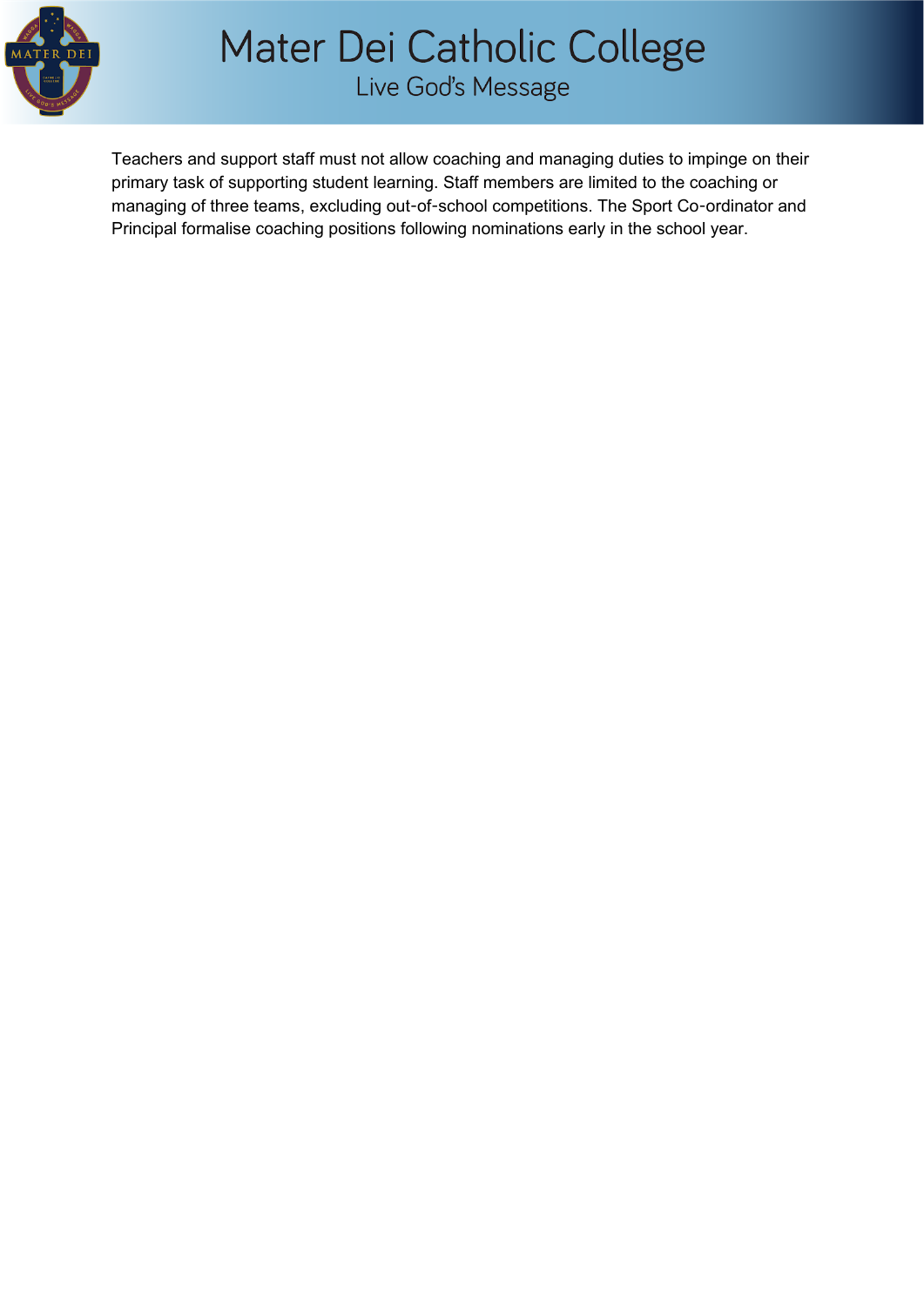Teachers and support staff must not allow coaching and managing duties to impinge on their primary task of supporting student learning. Staff members are limited to the coaching or managing of three teams, excluding out-of-school competitions. The Sport Co-ordinator and Principal formalise coaching positions following nominations early in the school year.